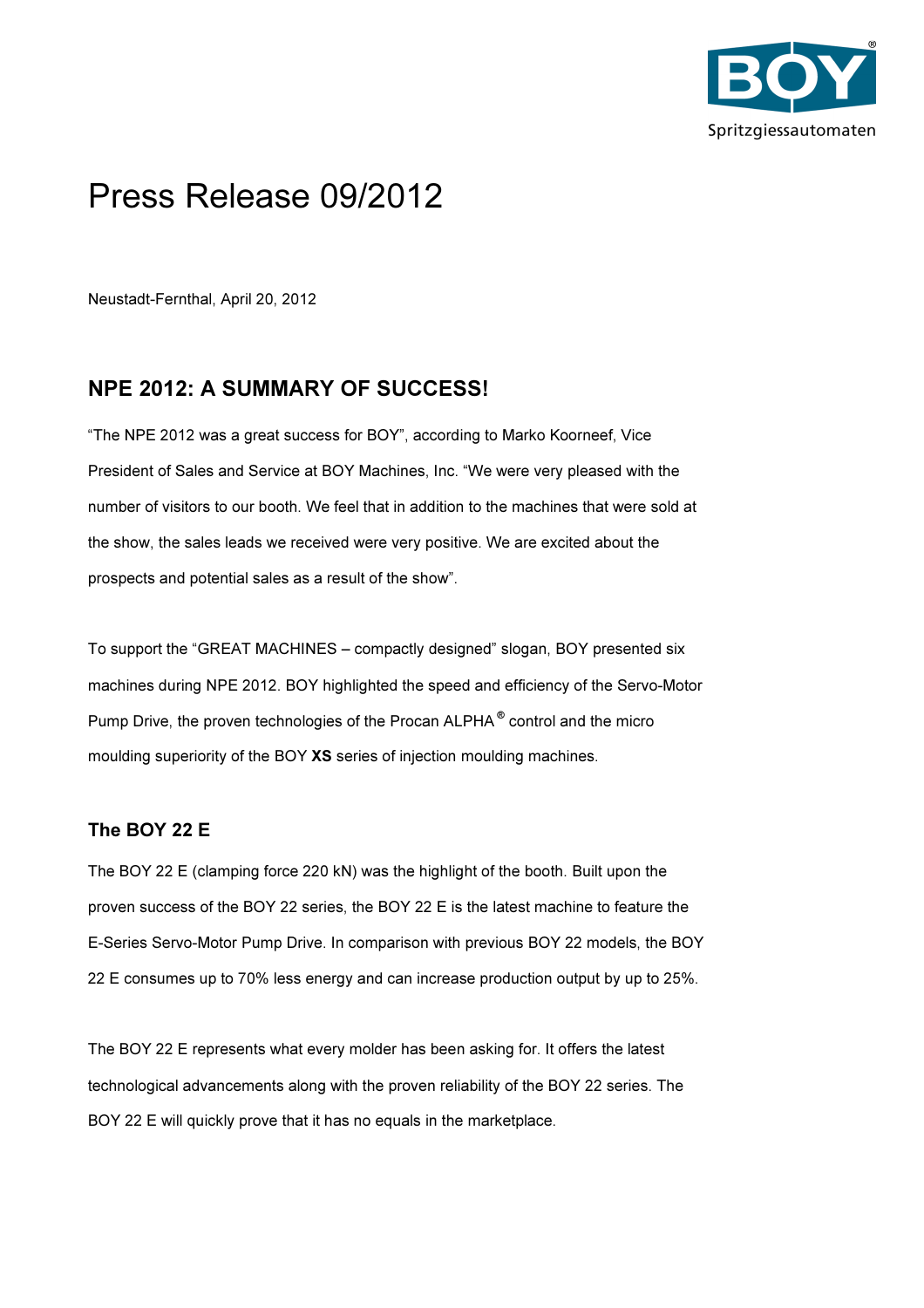# Press Release 09/2012

Neustadt-Fernthal, April 20, 2012

## NPE 2012: A SUMMARY OF SUCCESS!

"The NPE 2012 was a great success for BOY", according to Marko Koorneef, Vice President of Sales and Service at BOY Machines, Inc. "We were very pleased with the number of visitors to our booth. We feel that in addition to the machines that were sold at the show, the sales leads we received were very positive. We are excited about the prospects and potential sales as a result of the show".

To support the "GREAT MACHINES – compactly designed" slogan, BOY presented six machines during NPE 2012. BOY highlighted the speed and efficiency of the Servo-Motor Pump Drive, the proven technologies of the Procan ALPHA® control and the micro moulding superiority of the BOY **XS** series of injection moulding machines.

### The BOY 22 E

The BOY 22 E (clamping force 220 kN) was the highlight of the booth. Built upon the proven success of the BOY 22 series, the BOY 22 E is the latest machine to feature the E-Series Servo-Motor Pump Drive. In comparison with previous BOY 22 models, the BOY 22 E consumes up to 70% less energy and can increase production output by up to 25%.

The BOY 22 E represents what every molder has been asking for. It offers the latest technological advancements along with the proven reliability of the BOY 22 series. The BOY 22 E will quickly prove that it has no equals in the marketplace.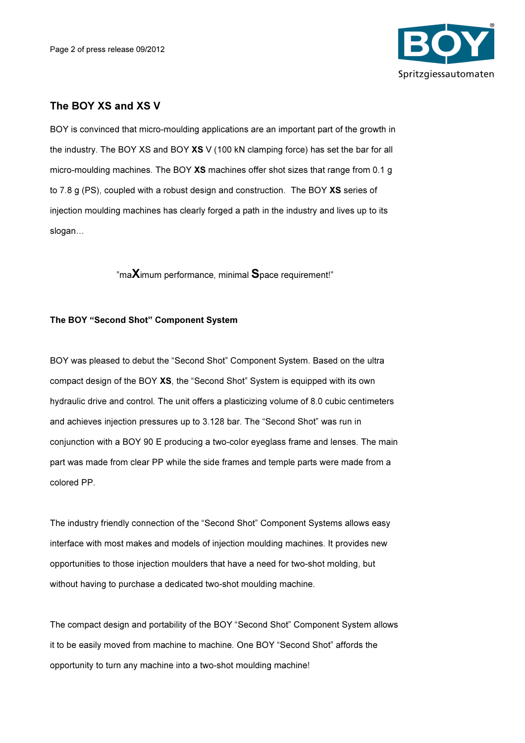## The BOY XS and XS V

BOY is convinced that micro-moulding applications are an important part of the growth in the industry. The BOY XS and BOY **XS** V (100 kN clamping force) has set the bar for all micro-moulding machines. The BOY **XS** machines offer shot sizes that range from 0.1 g to 7.8 g (PS), coupled with a robust design and construction. The BOY **XS** series of injection moulding machines has clearly forged a path in the industry and lives up to its slogan…

”ma**X**imum performance, minimal **S**pace requirement!”

### The BOY “Second Shot” Component System

BOY was pleased to debut the “Second Shot” Component System. Based on the ultra compact design of the BOY **XS**, the “Second Shot” System is equipped with its own hydraulic drive and control. The unit offers a plasticizing volume of 8.0 cubic centimeters and achieves injection pressures up to 3.128 bar. The “Second Shot” was run in conjunction with a BOY 90 E producing a two-color eyeglass frame and lenses. The main part was made from clear PP while the side frames and temple parts were made from a colored PP.

The industry friendly connection of the “Second Shot” Component Systems allows easy interface with most makes and models of injection moulding machines. It provides new opportunities to those injection moulders that have a need for two-shot molding, but without having to purchase a dedicated two-shot moulding machine.

The compact design and portability of the BOY “Second Shot” Component System allows it to be easily moved from machine to machine. One BOY “Second Shot” affords the opportunity to turn any machine into a two-shot moulding machine!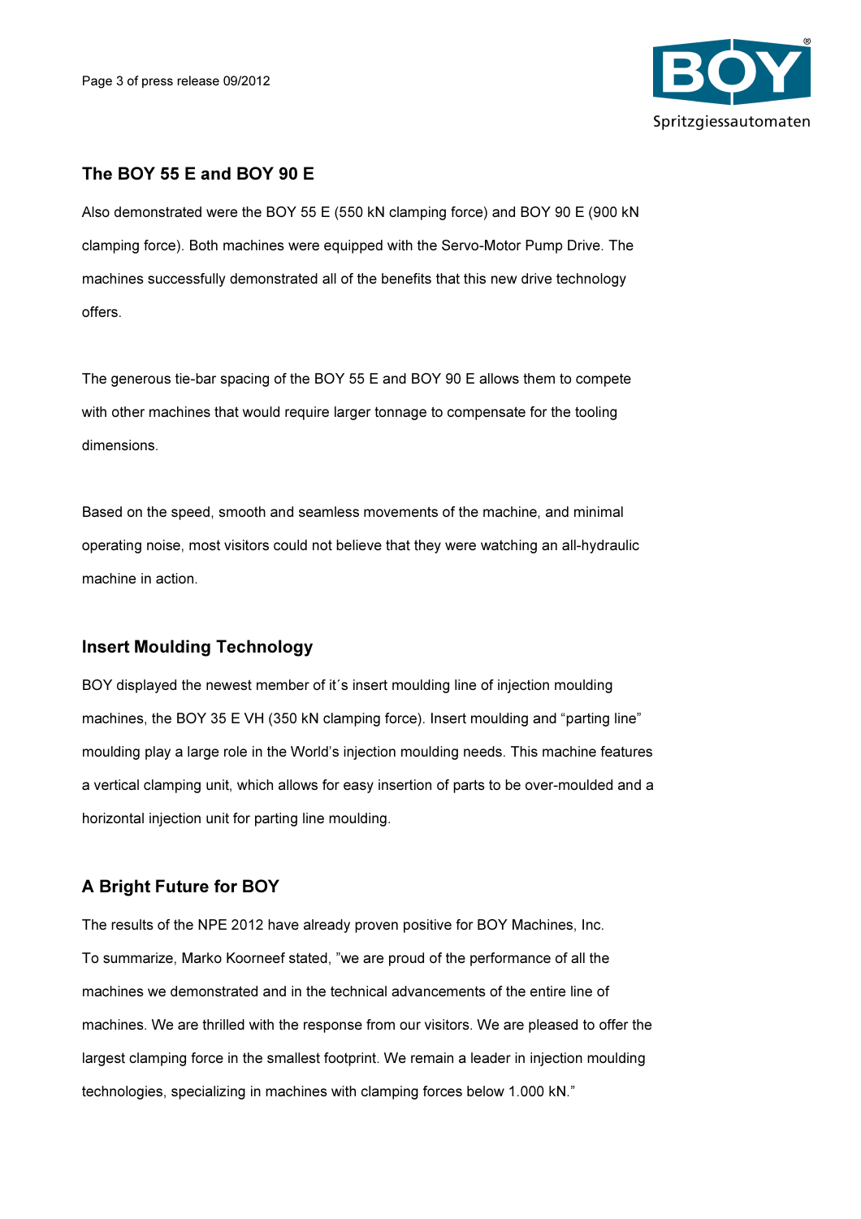## The BOY 55 E and BOY 90 E

Also demonstrated were the BOY 55 E (550 kN clamping force) and BOY 90 E (900 kN clamping force). Both machines were equipped with the Servo-Motor Pump Drive. The machines successfully demonstrated all of the benefits that this new drive technology offers.

The generous tie-bar spacing of the BOY 55 E and BOY 90 E allows them to compete with other machines that would require larger tonnage to compensate for the tooling dimensions.

Based on the speed, smooth and seamless movements of the machine, and minimal operating noise, most visitors could not believe that they were watching an all-hydraulic machine in action.

## Insert Moulding Technology

BOY displayed the newest member of it´s insert moulding line of injection moulding machines, the BOY 35 E VH (350 kN clamping force). Insert moulding and "parting line" moulding play a large role in the World's injection moulding needs. This machine features a vertical clamping unit, which allows for easy insertion of parts to be over-moulded and a horizontal injection unit for parting line moulding.

## A Bright Future for BOY

The results of the NPE 2012 have already proven positive for BOY Machines, Inc.
To summarize, Marko Koorneef stated, "we are proud of the performance of all the machines we demonstrated and in the technical advancements of the entire line of machines. We are thrilled with the response from our visitors. We are pleased to offer the largest clamping force in the smallest footprint. We remain a leader in injection moulding technologies, specializing in machines with clamping forces below 1.000 kN."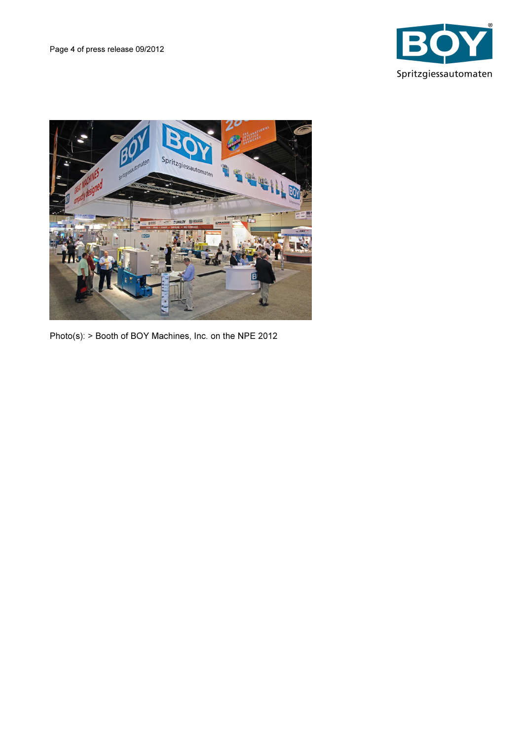Photo(s): > Booth of BOY Machines, Inc. on the NPE 2012